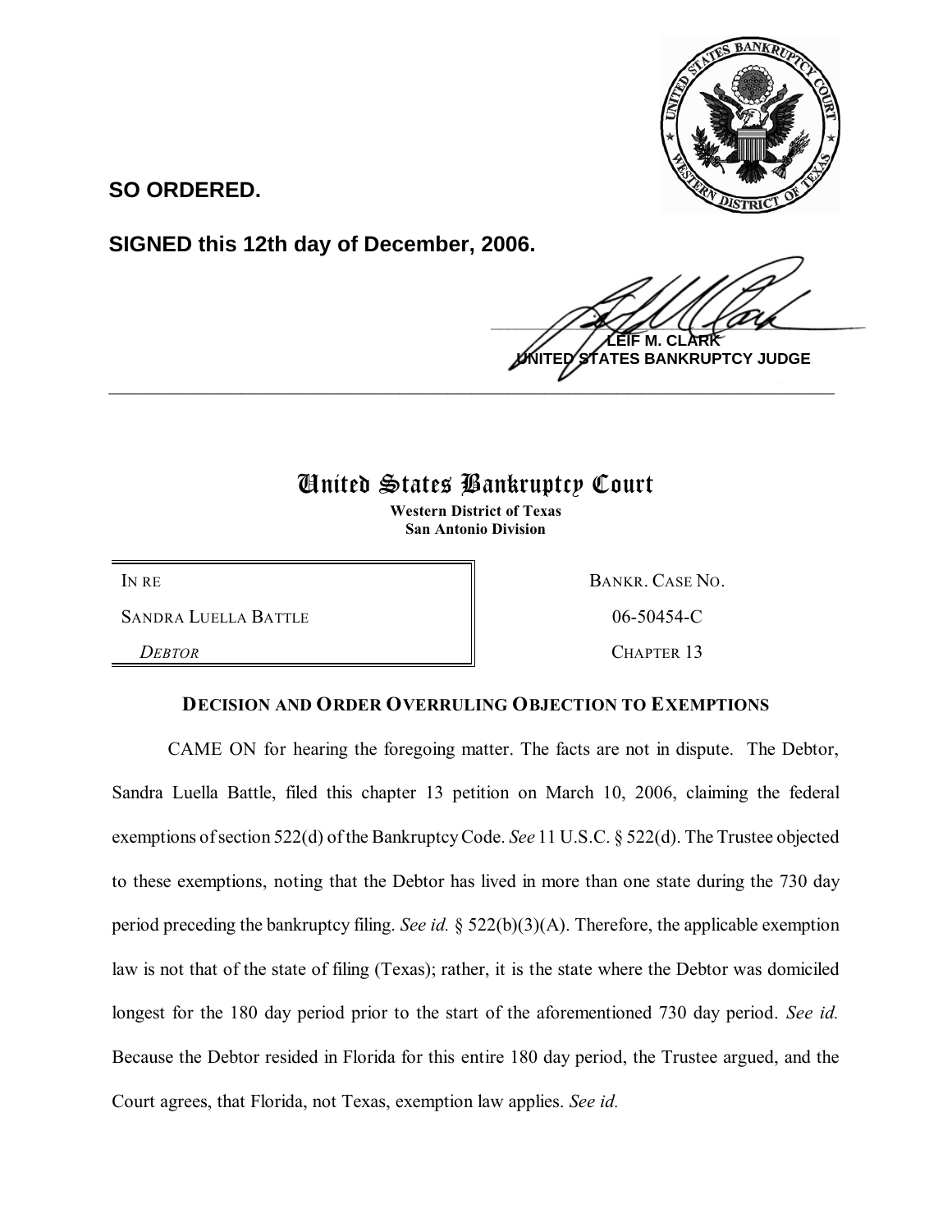**SO ORDERED.**

**SIGNED this 12th day of December, 2006.**

**LEIF M. CLARK**
**UNITED STATES BANKRUPTCY JUDGE**

---

# United States Bankruptcy Court

**Western District of Texas**
**San Antonio Division**

| | |
|---|---|
| IN RE | BANKR. CASE NO. |
| SANDRA LUELLA BATTLE | 06-50454-C |
| *DEBTOR* | CHAPTER 13 |

## DECISION AND ORDER OVERRULING OBJECTION TO EXEMPTIONS

CAME ON for hearing the foregoing matter. The facts are not in dispute. The Debtor, Sandra Luella Battle, filed this chapter 13 petition on March 10, 2006, claiming the federal exemptions of section 522(d) of the Bankruptcy Code. *See* 11 U.S.C. § 522(d). The Trustee objected to these exemptions, noting that the Debtor has lived in more than one state during the 730 day period preceding the bankruptcy filing. *See id.* § 522(b)(3)(A). Therefore, the applicable exemption law is not that of the state of filing (Texas); rather, it is the state where the Debtor was domiciled longest for the 180 day period prior to the start of the aforementioned 730 day period. *See id.* Because the Debtor resided in Florida for this entire 180 day period, the Trustee argued, and the Court agrees, that Florida, not Texas, exemption law applies. *See id.*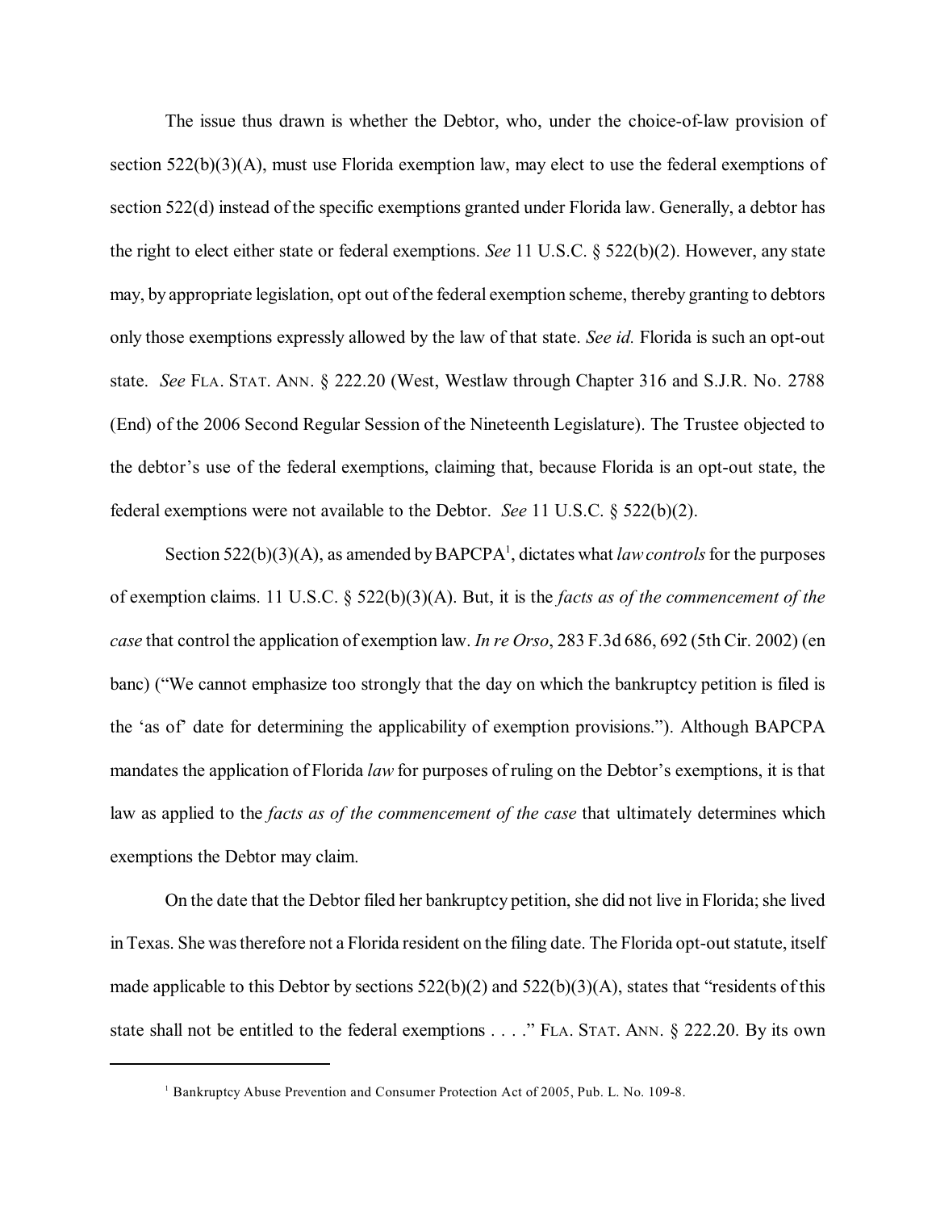The issue thus drawn is whether the Debtor, who, under the choice-of-law provision of section 522(b)(3)(A), must use Florida exemption law, may elect to use the federal exemptions of section 522(d) instead of the specific exemptions granted under Florida law. Generally, a debtor has the right to elect either state or federal exemptions. *See* 11 U.S.C. § 522(b)(2). However, any state may, by appropriate legislation, opt out of the federal exemption scheme, thereby granting to debtors only those exemptions expressly allowed by the law of that state. *See id.* Florida is such an opt-out state. *See* FLA. STAT. ANN. § 222.20 (West, Westlaw through Chapter 316 and S.J.R. No. 2788 (End) of the 2006 Second Regular Session of the Nineteenth Legislature). The Trustee objected to the debtor's use of the federal exemptions, claiming that, because Florida is an opt-out state, the federal exemptions were not available to the Debtor. *See* 11 U.S.C. § 522(b)(2).

Section 522(b)(3)(A), as amended by BAPCPA[1], dictates what *law controls* for the purposes of exemption claims. 11 U.S.C. § 522(b)(3)(A). But, it is the *facts as of the commencement of the case* that control the application of exemption law. *In re Orso*, 283 F.3d 686, 692 (5th Cir. 2002) (en banc) ("We cannot emphasize too strongly that the day on which the bankruptcy petition is filed is the 'as of' date for determining the applicability of exemption provisions."). Although BAPCPA mandates the application of Florida *law* for purposes of ruling on the Debtor's exemptions, it is that law as applied to the *facts as of the commencement of the case* that ultimately determines which exemptions the Debtor may claim.

On the date that the Debtor filed her bankruptcy petition, she did not live in Florida; she lived in Texas. She was therefore not a Florida resident on the filing date. The Florida opt-out statute, itself made applicable to this Debtor by sections 522(b)(2) and 522(b)(3)(A), states that "residents of this state shall not be entitled to the federal exemptions . . . ." FLA. STAT. ANN. § 222.20. By its own

[1] Bankruptcy Abuse Prevention and Consumer Protection Act of 2005, Pub. L. No. 109-8.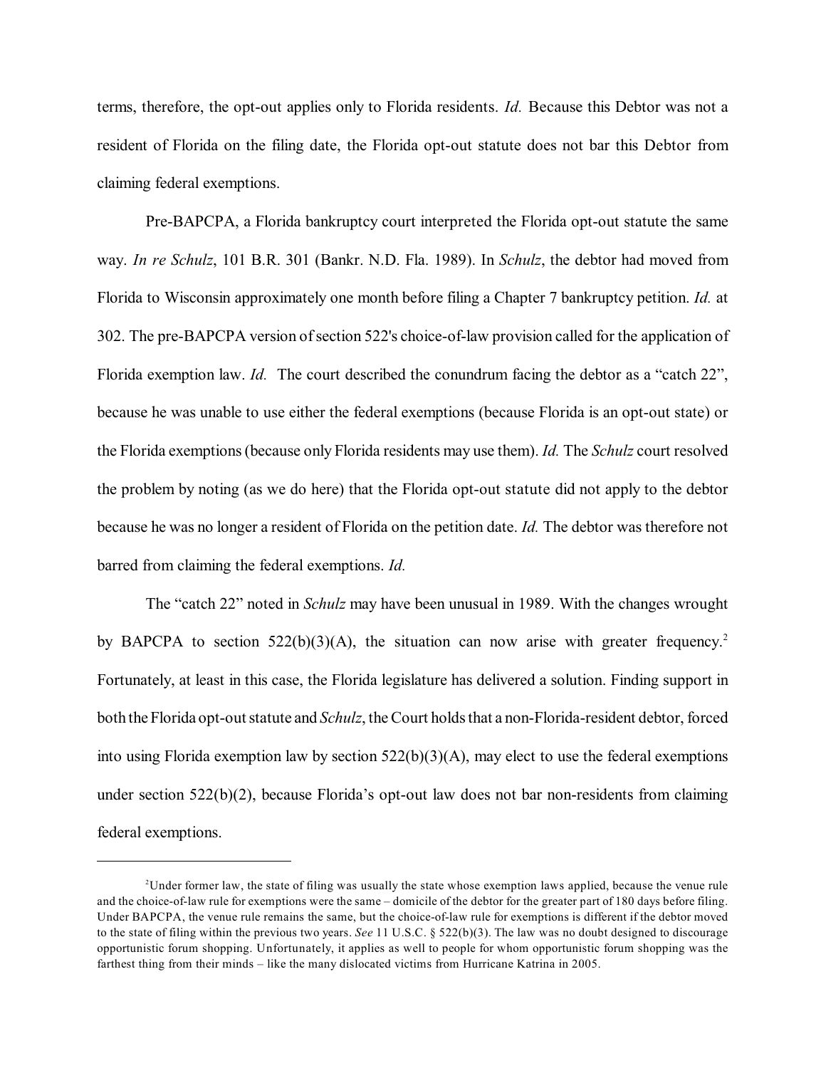terms, therefore, the opt-out applies only to Florida residents. *Id.* Because this Debtor was not a resident of Florida on the filing date, the Florida opt-out statute does not bar this Debtor from claiming federal exemptions.

Pre-BAPCPA, a Florida bankruptcy court interpreted the Florida opt-out statute the same way. *In re Schulz*, 101 B.R. 301 (Bankr. N.D. Fla. 1989). In *Schulz*, the debtor had moved from Florida to Wisconsin approximately one month before filing a Chapter 7 bankruptcy petition. *Id.* at 302. The pre-BAPCPA version of section 522's choice-of-law provision called for the application of Florida exemption law. *Id.* The court described the conundrum facing the debtor as a "catch 22", because he was unable to use either the federal exemptions (because Florida is an opt-out state) or the Florida exemptions (because only Florida residents may use them). *Id.* The *Schulz* court resolved the problem by noting (as we do here) that the Florida opt-out statute did not apply to the debtor because he was no longer a resident of Florida on the petition date. *Id.* The debtor was therefore not barred from claiming the federal exemptions. *Id.*

The "catch 22" noted in *Schulz* may have been unusual in 1989. With the changes wrought by BAPCPA to section 522(b)(3)(A), the situation can now arise with greater frequency.[2] Fortunately, at least in this case, the Florida legislature has delivered a solution. Finding support in both the Florida opt-out statute and *Schulz*, the Court holds that a non-Florida-resident debtor, forced into using Florida exemption law by section 522(b)(3)(A), may elect to use the federal exemptions under section 522(b)(2), because Florida's opt-out law does not bar non-residents from claiming federal exemptions.

---

[2] Under former law, the state of filing was usually the state whose exemption laws applied, because the venue rule and the choice-of-law rule for exemptions were the same – domicile of the debtor for the greater part of 180 days before filing. Under BAPCPA, the venue rule remains the same, but the choice-of-law rule for exemptions is different if the debtor moved to the state of filing within the previous two years. *See* 11 U.S.C. § 522(b)(3). The law was no doubt designed to discourage opportunistic forum shopping. Unfortunately, it applies as well to people for whom opportunistic forum shopping was the farthest thing from their minds – like the many dislocated victims from Hurricane Katrina in 2005.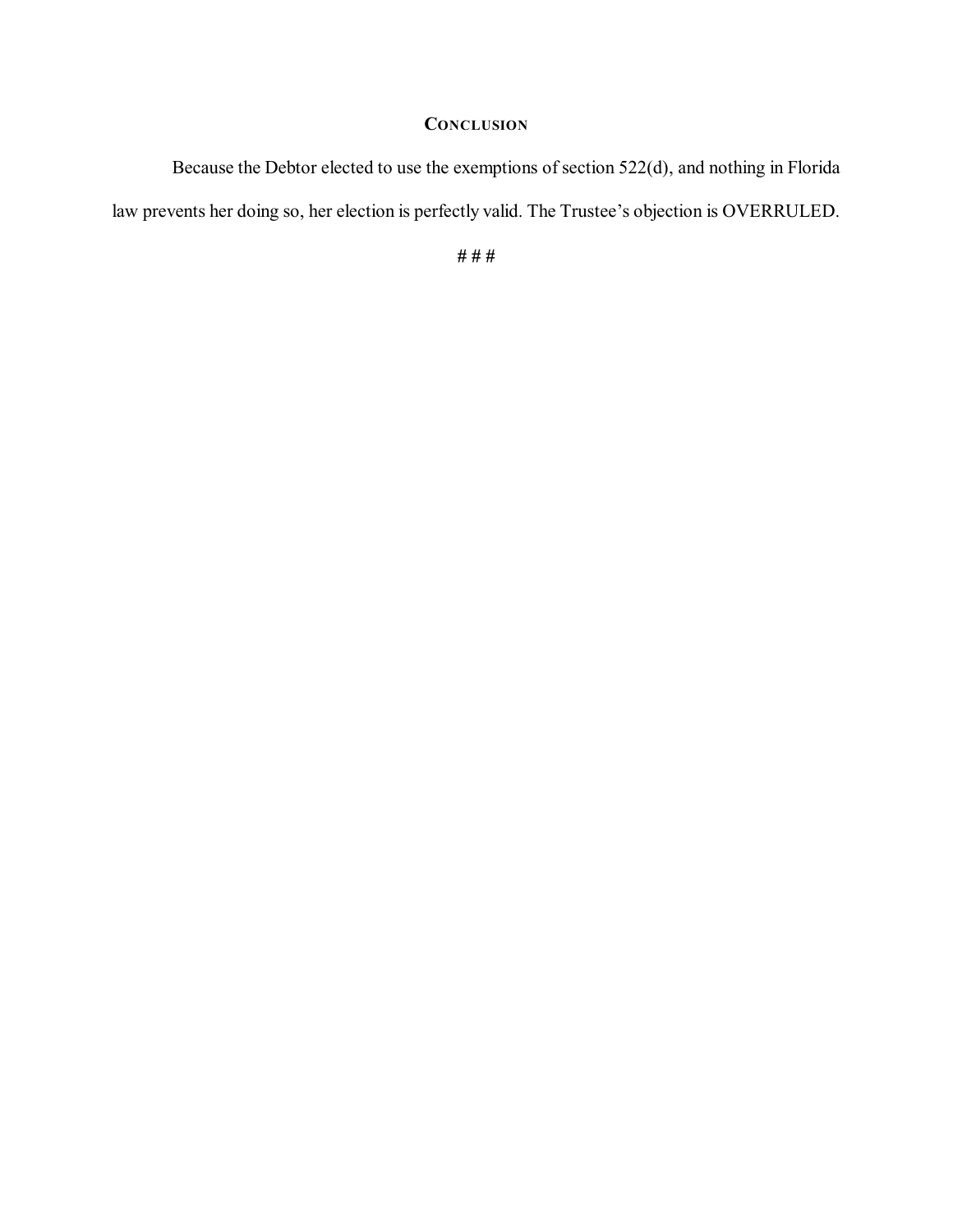## Conclusion

Because the Debtor elected to use the exemptions of section 522(d), and nothing in Florida law prevents her doing so, her election is perfectly valid. The Trustee's objection is OVERRULED.

# # #